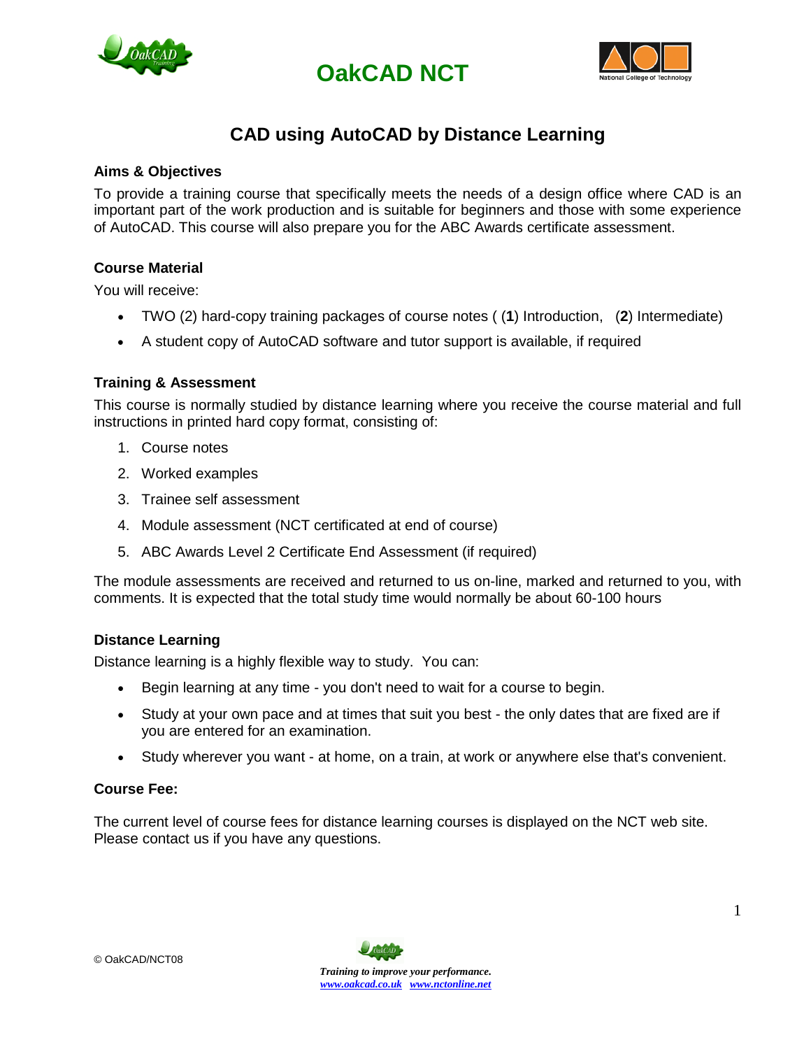# OakCAD NCT

## CAD using AutoCAD by Distance Learning

### Aims & Objectives

To provide a training course that specifically meets the needs of a design office where CAD is an important part of the work production and is suitable for beginners and those with some experience of AutoCAD. This course will also prepare you for the ABC Awards certificate assessment.

### Course Material

You will receive:

- TWO (2) hard-copy training packages of course notes ( (**1**) Introduction, (**2**) Intermediate)
- A student copy of AutoCAD software and tutor support is available, if required

### Training & Assessment

This course is normally studied by distance learning where you receive the course material and full instructions in printed hard copy format, consisting of:

1. Course notes
2. Worked examples
3. Trainee self assessment
4. Module assessment (NCT certificated at end of course)
5. ABC Awards Level 2 Certificate End Assessment (if required)

The module assessments are received and returned to us on-line, marked and returned to you, with comments. It is expected that the total study time would normally be about 60-100 hours

### Distance Learning

Distance learning is a highly flexible way to study. You can:

- Begin learning at any time - you don't need to wait for a course to begin.
- Study at your own pace and at times that suit you best - the only dates that are fixed are if you are entered for an examination.
- Study wherever you want - at home, on a train, at work or anywhere else that's convenient.

### Course Fee:

The current level of course fees for distance learning courses is displayed on the NCT web site. Please contact us if you have any questions.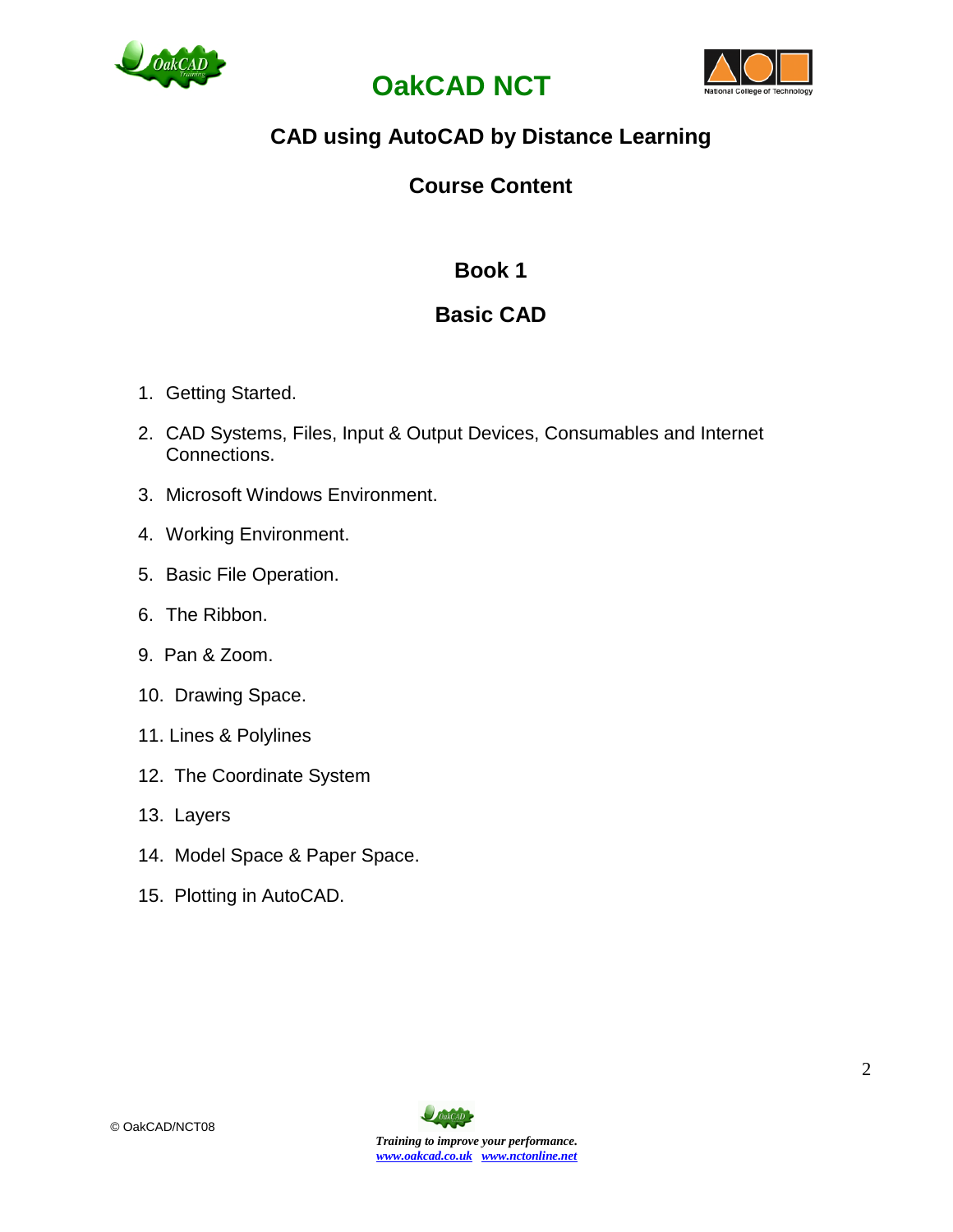# OakCAD NCT

## CAD using AutoCAD by Distance Learning

## Course Content

### Book 1

### Basic CAD

1. Getting Started.
2. CAD Systems, Files, Input & Output Devices, Consumables and Internet Connections.
3. Microsoft Windows Environment.
4. Working Environment.
5. Basic File Operation.
6. The Ribbon.

9. Pan & Zoom.
10. Drawing Space.
11. Lines & Polylines
12. The Coordinate System
13. Layers
14. Model Space & Paper Space.
15. Plotting in AutoCAD.

© OakCAD/NCT08

*Training to improve your performance.*
*www.oakcad.co.uk www.nctonline.net*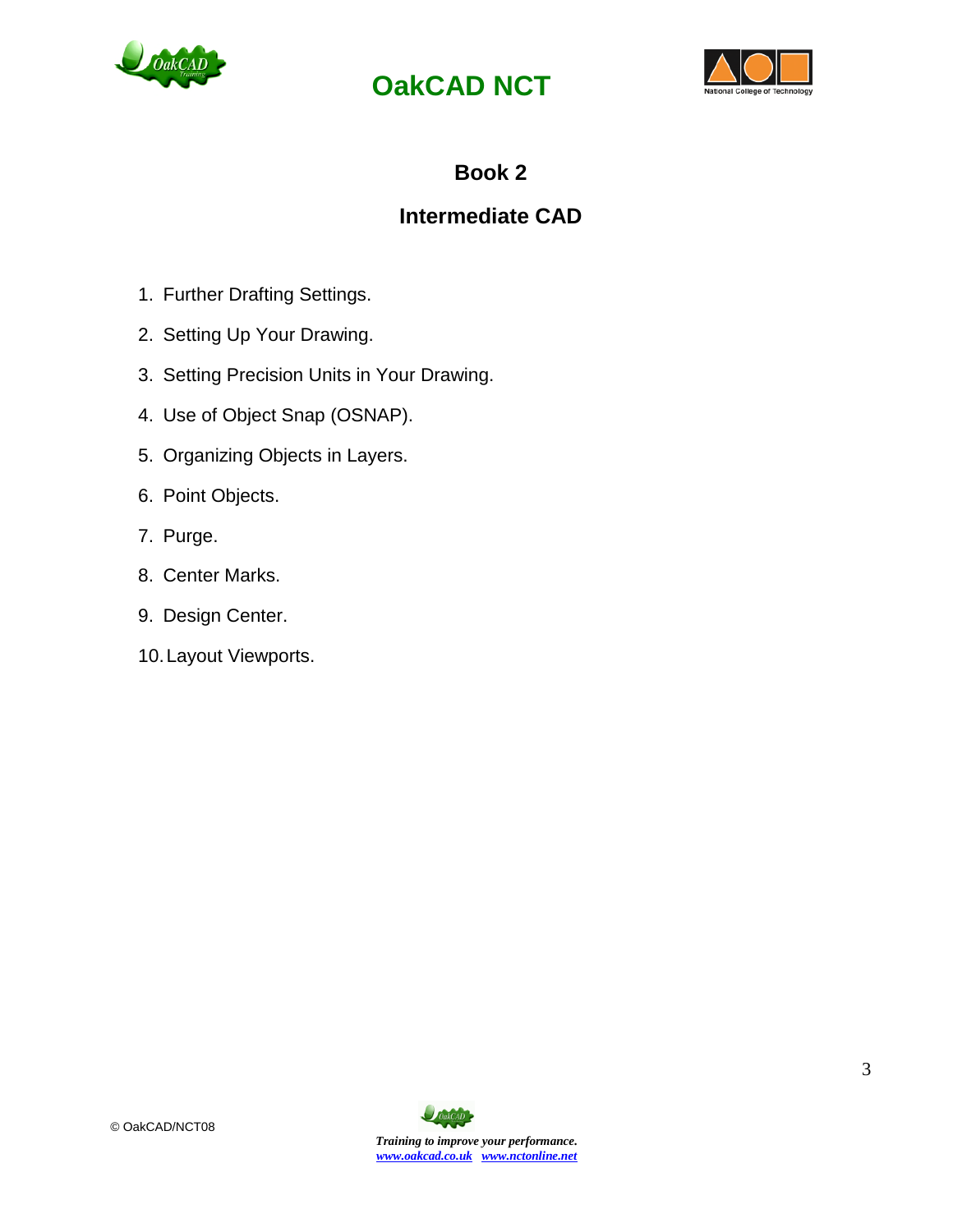# Book 2

## Intermediate CAD

1. Further Drafting Settings.
2. Setting Up Your Drawing.
3. Setting Precision Units in Your Drawing.
4. Use of Object Snap (OSNAP).
5. Organizing Objects in Layers.
6. Point Objects.
7. Purge.
8. Center Marks.
9. Design Center.
10. Layout Viewports.